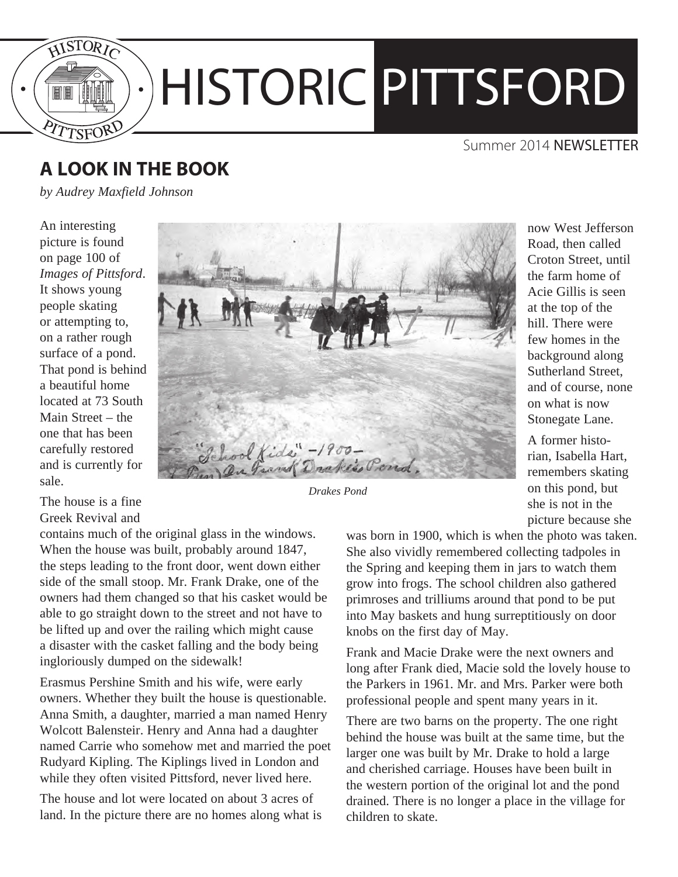# HISTORIC PITTSFORD

Summer 2014 NEWSLETTER

## A LOOK IN THE BOOK

*by Audrey Maxfield Johnson*

An interesting picture is found on page 100 of *Images of Pittsford*. It shows young people skating or attempting to, on a rather rough surface of a pond. That pond is behind a beautiful home located at 73 South Main Street – the one that has been carefully restored and is currently for sale.

*Drakes Pond*

The house is a fine Greek Revival and contains much of the original glass in the windows. When the house was built, probably around 1847, the steps leading to the front door, went down either side of the small stoop. Mr. Frank Drake, one of the owners had them changed so that his casket would be able to go straight down to the street and not have to be lifted up and over the railing which might cause a disaster with the casket falling and the body being ingloriously dumped on the sidewalk!

Erasmus Pershine Smith and his wife, were early owners. Whether they built the house is questionable. Anna Smith, a daughter, married a man named Henry Wolcott Balensteir. Henry and Anna had a daughter named Carrie who somehow met and married the poet Rudyard Kipling. The Kiplings lived in London and while they often visited Pittsford, never lived here.

The house and lot were located on about 3 acres of land. In the picture there are no homes along what is now West Jefferson Road, then called Croton Street, until the farm home of Acie Gillis is seen at the top of the hill. There were few homes in the background along Sutherland Street, and of course, none on what is now Stonegate Lane.

A former historian, Isabella Hart, remembers skating on this pond, but she is not in the picture because she was born in 1900, which is when the photo was taken. She also vividly remembered collecting tadpoles in the Spring and keeping them in jars to watch them grow into frogs. The school children also gathered primroses and trilliums around that pond to be put into May baskets and hung surreptitiously on door knobs on the first day of May.

Frank and Macie Drake were the next owners and long after Frank died, Macie sold the lovely house to the Parkers in 1961. Mr. and Mrs. Parker were both professional people and spent many years in it.

There are two barns on the property. The one right behind the house was built at the same time, but the larger one was built by Mr. Drake to hold a large and cherished carriage. Houses have been built in the western portion of the original lot and the pond drained. There is no longer a place in the village for children to skate.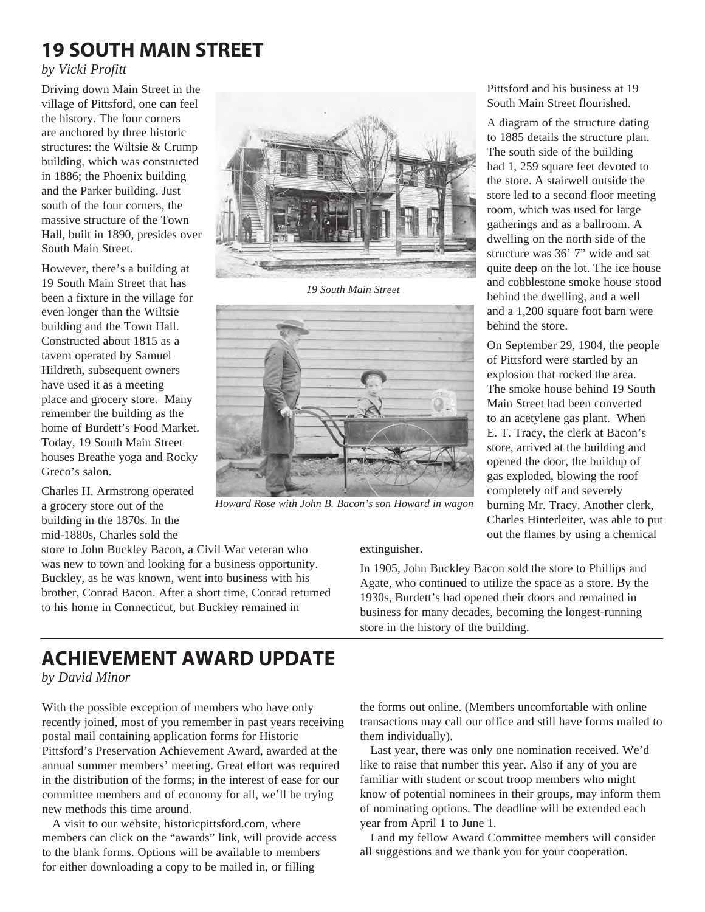## 19 SOUTH MAIN STREET

*by Vicki Profitt*

Driving down Main Street in the village of Pittsford, one can feel the history. The four corners are anchored by three historic structures: the Wiltsie & Crump building, which was constructed in 1886; the Phoenix building and the Parker building. Just south of the four corners, the massive structure of the Town Hall, built in 1890, presides over South Main Street.

However, there's a building at 19 South Main Street that has been a fixture in the village for even longer than the Wiltsie building and the Town Hall. Constructed about 1815 as a tavern operated by Samuel Hildreth, subsequent owners have used it as a meeting place and grocery store. Many remember the building as the home of Burdett's Food Market. Today, 19 South Main Street houses Breathe yoga and Rocky Greco's salon.

*19 South Main Street*

*Howard Rose with John B. Bacon's son Howard in wagon*

Charles H. Armstrong operated a grocery store out of the building in the 1870s. In the mid-1880s, Charles sold the store to John Buckley Bacon, a Civil War veteran who was new to town and looking for a business opportunity. Buckley, as he was known, went into business with his brother, Conrad Bacon. After a short time, Conrad returned to his home in Connecticut, but Buckley remained in Pittsford and his business at 19 South Main Street flourished.

A diagram of the structure dating to 1885 details the structure plan. The south side of the building had 1, 259 square feet devoted to the store. A stairwell outside the store led to a second floor meeting room, which was used for large gatherings and as a ballroom. A dwelling on the north side of the structure was 36' 7" wide and sat quite deep on the lot. The ice house and cobblestone smoke house stood behind the dwelling, and a well and a 1,200 square foot barn were behind the store.

On September 29, 1904, the people of Pittsford were startled by an explosion that rocked the area. The smoke house behind 19 South Main Street had been converted to an acetylene gas plant. When E. T. Tracy, the clerk at Bacon's store, arrived at the building and opened the door, the buildup of gas exploded, blowing the roof completely off and severely burning Mr. Tracy. Another clerk, Charles Hinterleiter, was able to put out the flames by using a chemical extinguisher.

In 1905, John Buckley Bacon sold the store to Phillips and Agate, who continued to utilize the space as a store. By the 1930s, Burdett's had opened their doors and remained in business for many decades, becoming the longest-running store in the history of the building.

## ACHIEVEMENT AWARD UPDATE

*by David Minor*

With the possible exception of members who have only recently joined, most of you remember in past years receiving postal mail containing application forms for Historic Pittsford's Preservation Achievement Award, awarded at the annual summer members' meeting. Great effort was required in the distribution of the forms; in the interest of ease for our committee members and of economy for all, we'll be trying new methods this time around.

A visit to our website, historicpittsford.com, where members can click on the "awards" link, will provide access to the blank forms. Options will be available to members for either downloading a copy to be mailed in, or filling the forms out online. (Members uncomfortable with online transactions may call our office and still have forms mailed to them individually).

Last year, there was only one nomination received. We'd like to raise that number this year. Also if any of you are familiar with student or scout troop members who might know of potential nominees in their groups, may inform them of nominating options. The deadline will be extended each year from April 1 to June 1.

I and my fellow Award Committee members will consider all suggestions and we thank you for your cooperation.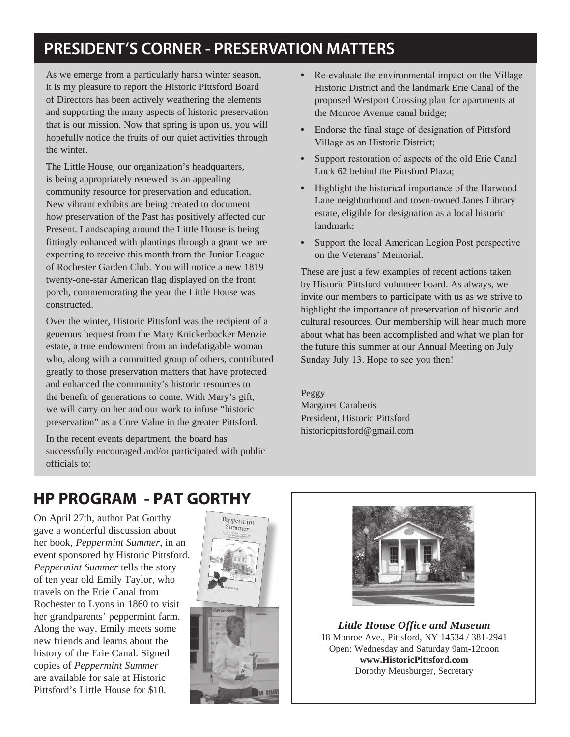## PRESIDENT'S CORNER - PRESERVATION MATTERS

As we emerge from a particularly harsh winter season, it is my pleasure to report the Historic Pittsford Board of Directors has been actively weathering the elements and supporting the many aspects of historic preservation that is our mission. Now that spring is upon us, you will hopefully notice the fruits of our quiet activities through the winter.

The Little House, our organization's headquarters, is being appropriately renewed as an appealing community resource for preservation and education. New vibrant exhibits are being created to document how preservation of the Past has positively affected our Present. Landscaping around the Little House is being fittingly enhanced with plantings through a grant we are expecting to receive this month from the Junior League of Rochester Garden Club. You will notice a new 1819 twenty-one-star American flag displayed on the front porch, commemorating the year the Little House was constructed.

Over the winter, Historic Pittsford was the recipient of a generous bequest from the Mary Knickerbocker Menzie estate, a true endowment from an indefatigable woman who, along with a committed group of others, contributed greatly to those preservation matters that have protected and enhanced the community's historic resources to the benefit of generations to come. With Mary's gift, we will carry on her and our work to infuse "historic preservation" as a Core Value in the greater Pittsford.

In the recent events department, the board has successfully encouraged and/or participated with public officials to:

- Re-evaluate the environmental impact on the Village Historic District and the landmark Erie Canal of the proposed Westport Crossing plan for apartments at the Monroe Avenue canal bridge;
- Endorse the final stage of designation of Pittsford Village as an Historic District;
- Support restoration of aspects of the old Erie Canal Lock 62 behind the Pittsford Plaza;
- Highlight the historical importance of the Harwood Lane neighborhood and town-owned Janes Library estate, eligible for designation as a local historic landmark;
- Support the local American Legion Post perspective on the Veterans' Memorial.

These are just a few examples of recent actions taken by Historic Pittsford volunteer board. As always, we invite our members to participate with us as we strive to highlight the importance of preservation of historic and cultural resources. Our membership will hear much more about what has been accomplished and what we plan for the future this summer at our Annual Meeting on July Sunday July 13. Hope to see you then!

Peggy
Margaret Caraberis
President, Historic Pittsford
historicpittsford@gmail.com

## HP PROGRAM - PAT GORTHY

On April 27th, author Pat Gorthy gave a wonderful discussion about her book, *Peppermint Summer*, in an event sponsored by Historic Pittsford. *Peppermint Summer* tells the story of ten year old Emily Taylor, who travels on the Erie Canal from Rochester to Lyons in 1860 to visit her grandparents' peppermint farm. Along the way, Emily meets some new friends and learns about the history of the Erie Canal. Signed copies of *Peppermint Summer* are available for sale at Historic Pittsford's Little House for $10.

***Little House Office and Museum***
18 Monroe Ave., Pittsford, NY 14534 / 381-2941
Open: Wednesday and Saturday 9am-12noon
**www.HistoricPittsford.com**
Dorothy Meusburger, Secretary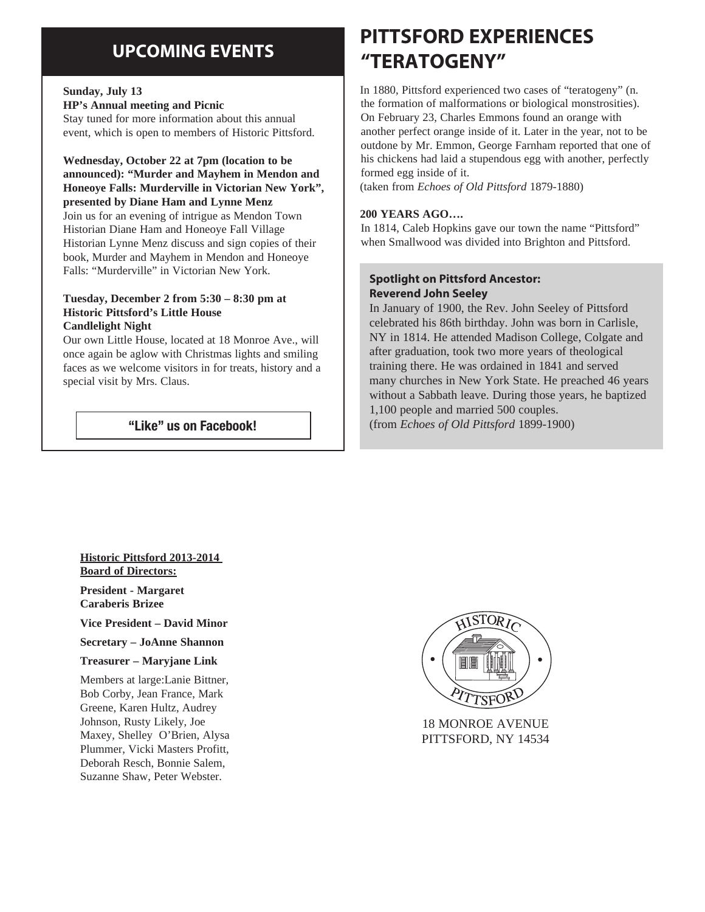## UPCOMING EVENTS

**Sunday, July 13**
**HP's Annual meeting and Picnic**
Stay tuned for more information about this annual event, which is open to members of Historic Pittsford.

**Wednesday, October 22 at 7pm (location to be announced): "Murder and Mayhem in Mendon and Honeoye Falls: Murderville in Victorian New York", presented by Diane Ham and Lynne Menz**
Join us for an evening of intrigue as Mendon Town Historian Diane Ham and Honeoye Fall Village Historian Lynne Menz discuss and sign copies of their book, Murder and Mayhem in Mendon and Honeoye Falls: "Murderville" in Victorian New York.

**Tuesday, December 2 from 5:30 – 8:30 pm at Historic Pittsford's Little House**
**Candlelight Night**
Our own Little House, located at 18 Monroe Ave., will once again be aglow with Christmas lights and smiling faces as we welcome visitors in for treats, history and a special visit by Mrs. Claus.

**"Like" us on Facebook!**

## PITTSFORD EXPERIENCES "TERATOGENY"

In 1880, Pittsford experienced two cases of "teratogeny" (n. the formation of malformations or biological monstrosities). On February 23, Charles Emmons found an orange with another perfect orange inside of it. Later in the year, not to be outdone by Mr. Emmon, George Farnham reported that one of his chickens had laid a stupendous egg with another, perfectly formed egg inside of it.
(taken from *Echoes of Old Pittsford* 1879-1880)

**200 YEARS AGO….**
In 1814, Caleb Hopkins gave our town the name "Pittsford" when Smallwood was divided into Brighton and Pittsford.

**Spotlight on Pittsford Ancestor:**
**Reverend John Seeley**
In January of 1900, the Rev. John Seeley of Pittsford celebrated his 86th birthday. John was born in Carlisle, NY in 1814. He attended Madison College, Colgate and after graduation, took two more years of theological training there. He was ordained in 1841 and served many churches in New York State. He preached 46 years without a Sabbath leave. During those years, he baptized 1,100 people and married 500 couples.
(from *Echoes of Old Pittsford* 1899-1900)

**Historic Pittsford 2013-2014 Board of Directors:**

**President - Margaret Caraberis Brizee**

**Vice President – David Minor**

**Secretary – JoAnne Shannon**

**Treasurer – Maryjane Link**

Members at large:Lanie Bittner, Bob Corby, Jean France, Mark Greene, Karen Hultz, Audrey Johnson, Rusty Likely, Joe Maxey, Shelley O'Brien, Alysa Plummer, Vicki Masters Profitt, Deborah Resch, Bonnie Salem, Suzanne Shaw, Peter Webster.

HISTORIC PITTSFORD

18 MONROE AVENUE
PITTSFORD, NY 14534